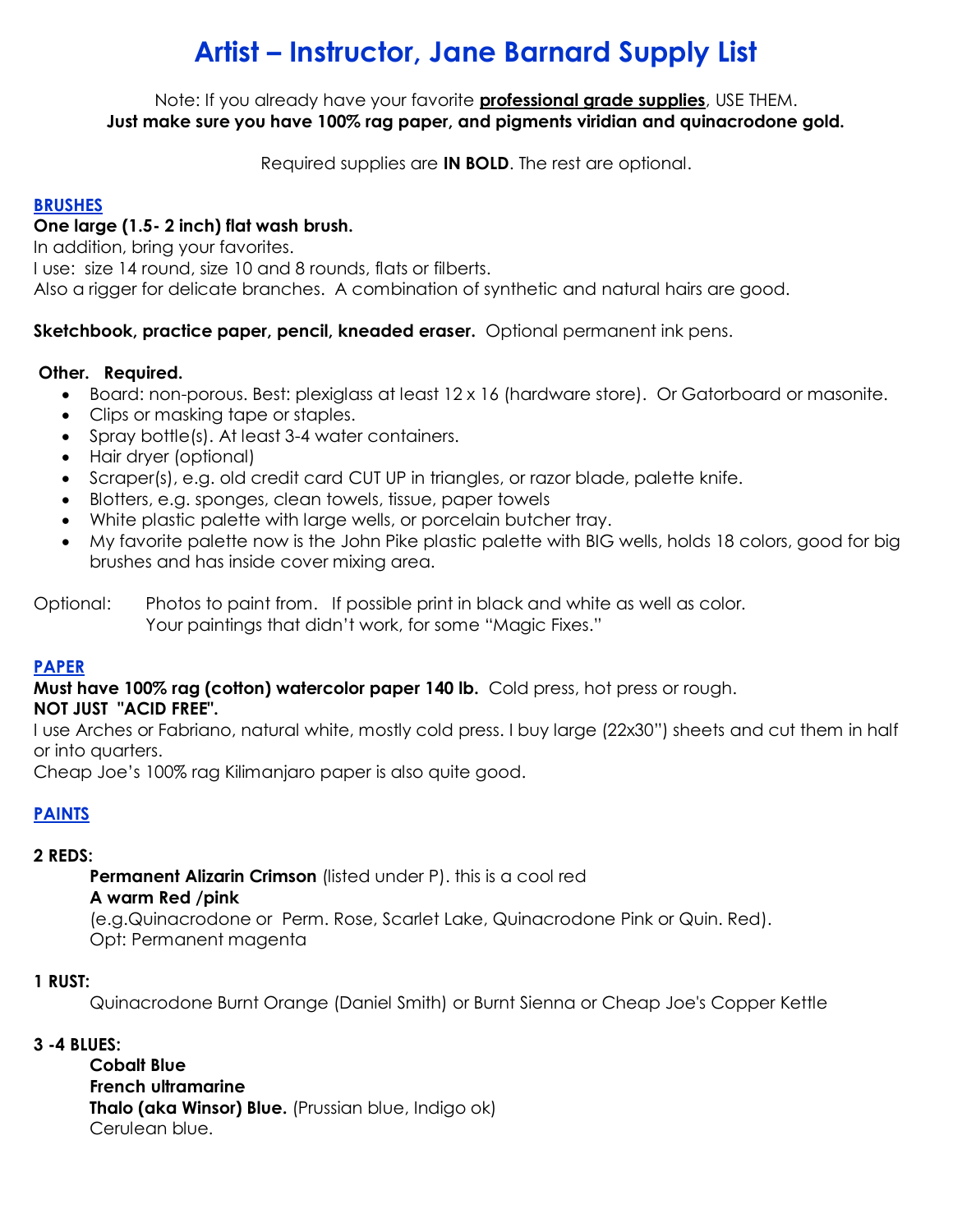# Artist – Instructor, Jane Barnard Supply List

Note: If you already have your favorite **professional grade supplies**, USE THEM.
**Just make sure you have 100% rag paper, and pigments viridian and quinacrodone gold.**

Required supplies are **IN BOLD**. The rest are optional.

## BRUSHES

**One large (1.5- 2 inch) flat wash brush.**
In addition, bring your favorites.
I use: size 14 round, size 10 and 8 rounds, flats or filberts.
Also a rigger for delicate branches. A combination of synthetic and natural hairs are good.

**Sketchbook, practice paper, pencil, kneaded eraser.** Optional permanent ink pens.

**Other. Required.**

- Board: non-porous. Best: plexiglass at least 12 x 16 (hardware store). Or Gatorboard or masonite.
- Clips or masking tape or staples.
- Spray bottle(s). At least 3-4 water containers.
- Hair dryer (optional)
- Scraper(s), e.g. old credit card CUT UP in triangles, or razor blade, palette knife.
- Blotters, e.g. sponges, clean towels, tissue, paper towels
- White plastic palette with large wells, or porcelain butcher tray.
- My favorite palette now is the John Pike plastic palette with BIG wells, holds 18 colors, good for big brushes and has inside cover mixing area.

Optional: Photos to paint from. If possible print in black and white as well as color.
Your paintings that didn't work, for some "Magic Fixes."

## PAPER

**Must have 100% rag (cotton) watercolor paper 140 lb.** Cold press, hot press or rough.
**NOT JUST "ACID FREE".**
I use Arches or Fabriano, natural white, mostly cold press. I buy large (22x30") sheets and cut them in half or into quarters.
Cheap Joe's 100% rag Kilimanjaro paper is also quite good.

## PAINTS

**2 REDS:**

**Permanent Alizarin Crimson** (listed under P). this is a cool red
**A warm Red /pink**
(e.g.Quinacrodone or Perm. Rose, Scarlet Lake, Quinacrodone Pink or Quin. Red).
Opt: Permanent magenta

**1 RUST:**

Quinacrodone Burnt Orange (Daniel Smith) or Burnt Sienna or Cheap Joe's Copper Kettle

**3 -4 BLUES:**

**Cobalt Blue**
**French ultramarine**
**Thalo (aka Winsor) Blue.** (Prussian blue, Indigo ok)
Cerulean blue.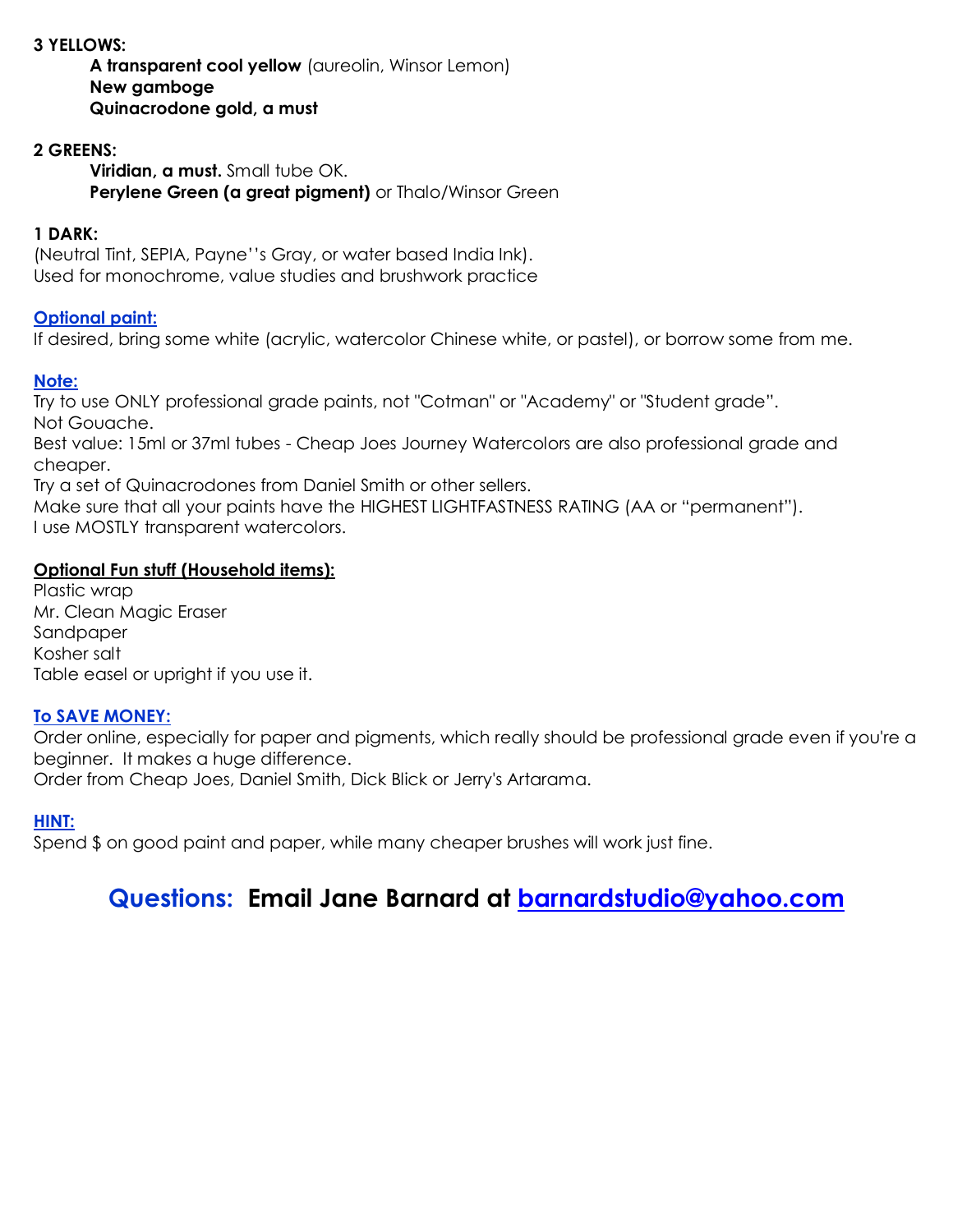**3 YELLOWS:**

- **A transparent cool yellow** (aureolin, Winsor Lemon)
- **New gamboge**
- **Quinacrodone gold, a must**

**2 GREENS:**

- **Viridian, a must.** Small tube OK.
- **Perylene Green (a great pigment)** or Thalo/Winsor Green

**1 DARK:**

(Neutral Tint, SEPIA, Payne''s Gray, or water based India Ink).
Used for monochrome, value studies and brushwork practice

**Optional paint:**

If desired, bring some white (acrylic, watercolor Chinese white, or pastel), or borrow some from me.

**Note:**

Try to use ONLY professional grade paints, not "Cotman" or "Academy" or "Student grade".
Not Gouache.
Best value: 15ml or 37ml tubes - Cheap Joes Journey Watercolors are also professional grade and cheaper.
Try a set of Quinacrodones from Daniel Smith or other sellers.
Make sure that all your paints have the HIGHEST LIGHTFASTNESS RATING (AA or "permanent").
I use MOSTLY transparent watercolors.

**Optional Fun stuff (Household items):**

Plastic wrap
Mr. Clean Magic Eraser
Sandpaper
Kosher salt
Table easel or upright if you use it.

**To SAVE MONEY:**

Order online, especially for paper and pigments, which really should be professional grade even if you're a beginner. It makes a huge difference.
Order from Cheap Joes, Daniel Smith, Dick Blick or Jerry's Artarama.

**HINT:**

Spend $ on good paint and paper, while many cheaper brushes will work just fine.

## Questions: Email Jane Barnard at barnardstudio@yahoo.com